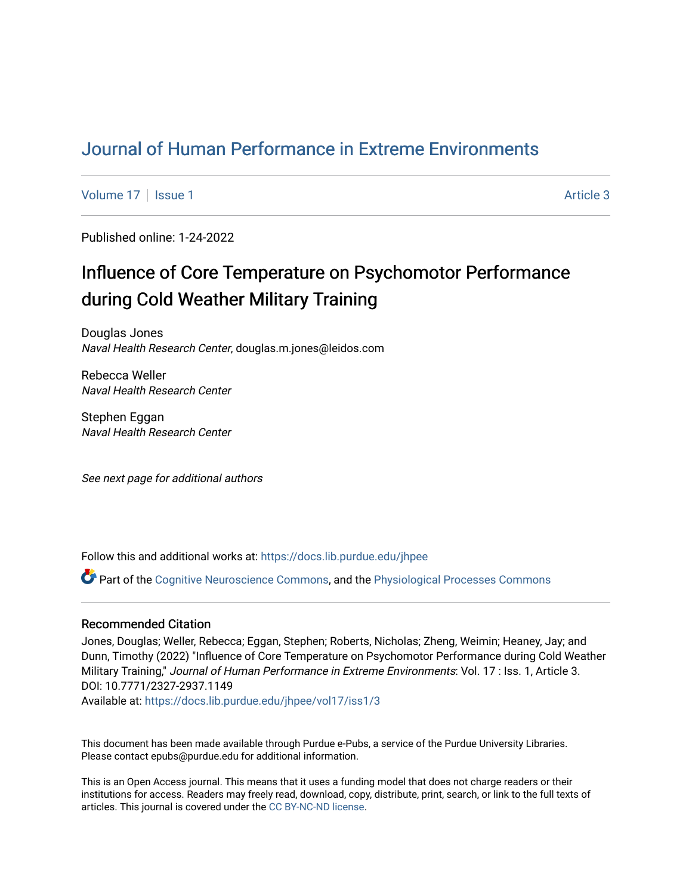# Journal of Human Performance in Extreme Environments

Volume 17 | Issue 1 | Article 3

Published online: 1-24-2022

## Influence of Core Temperature on Psychomotor Performance during Cold Weather Military Training

Douglas Jones
*Naval Health Research Center*, douglas.m.jones@leidos.com

Rebecca Weller
*Naval Health Research Center*

Stephen Eggan
*Naval Health Research Center*

*See next page for additional authors*

Follow this and additional works at: https://docs.lib.purdue.edu/jhpee

Part of the Cognitive Neuroscience Commons, and the Physiological Processes Commons

### Recommended Citation

Jones, Douglas; Weller, Rebecca; Eggan, Stephen; Roberts, Nicholas; Zheng, Weimin; Heaney, Jay; and Dunn, Timothy (2022) "Influence of Core Temperature on Psychomotor Performance during Cold Weather Military Training," *Journal of Human Performance in Extreme Environments*: Vol. 17 : Iss. 1, Article 3.
DOI: 10.7771/2327-2937.1149
Available at: https://docs.lib.purdue.edu/jhpee/vol17/iss1/3

This document has been made available through Purdue e-Pubs, a service of the Purdue University Libraries. Please contact epubs@purdue.edu for additional information.

This is an Open Access journal. This means that it uses a funding model that does not charge readers or their institutions for access. Readers may freely read, download, copy, distribute, print, search, or link to the full texts of articles. This journal is covered under the CC BY-NC-ND license.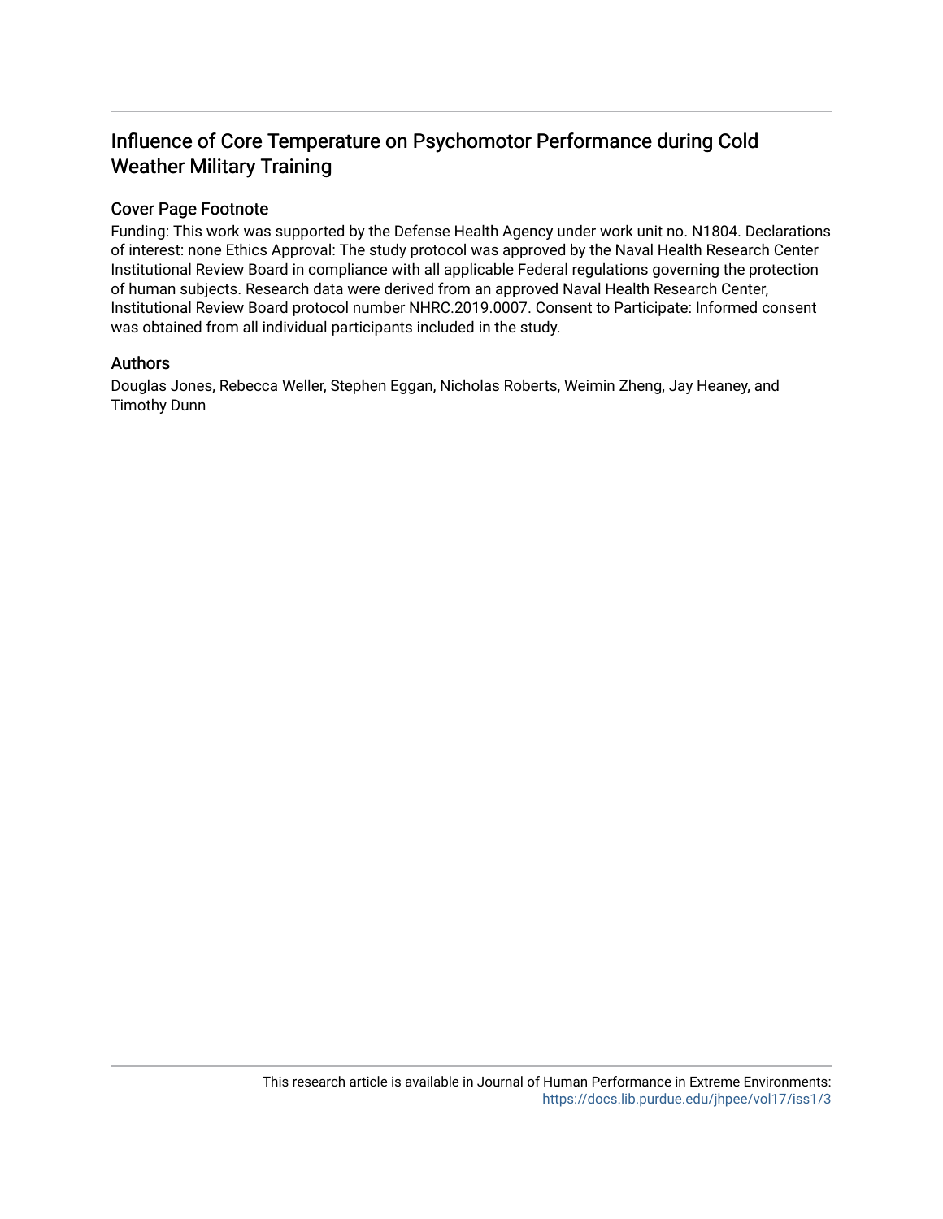# Influence of Core Temperature on Psychomotor Performance during Cold Weather Military Training

## Cover Page Footnote

Funding: This work was supported by the Defense Health Agency under work unit no. N1804. Declarations of interest: none Ethics Approval: The study protocol was approved by the Naval Health Research Center Institutional Review Board in compliance with all applicable Federal regulations governing the protection of human subjects. Research data were derived from an approved Naval Health Research Center, Institutional Review Board protocol number NHRC.2019.0007. Consent to Participate: Informed consent was obtained from all individual participants included in the study.

## Authors

Douglas Jones, Rebecca Weller, Stephen Eggan, Nicholas Roberts, Weimin Zheng, Jay Heaney, and Timothy Dunn

This research article is available in Journal of Human Performance in Extreme Environments: https://docs.lib.purdue.edu/jhpee/vol17/iss1/3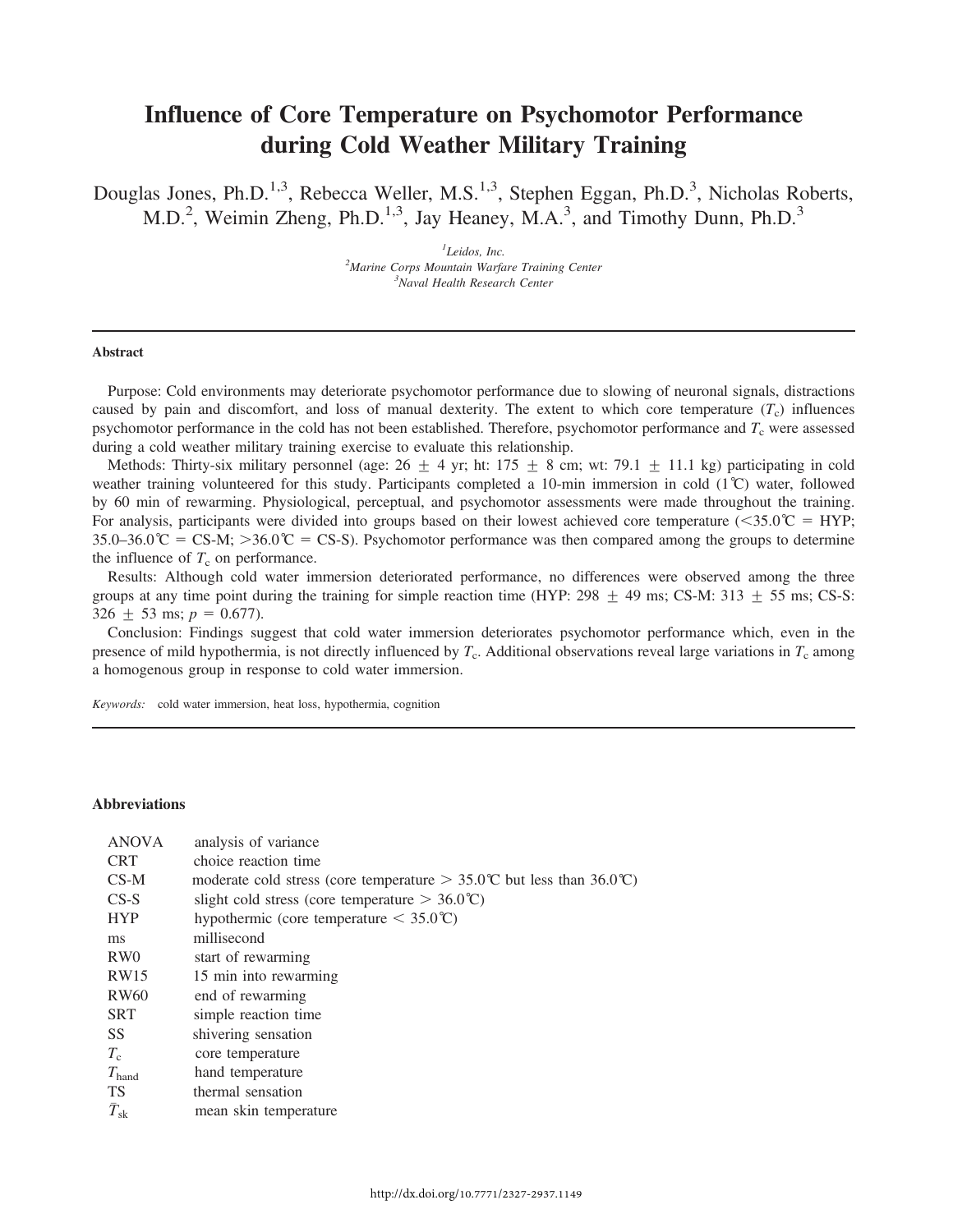# Influence of Core Temperature on Psychomotor Performance during Cold Weather Military Training

Douglas Jones, Ph.D.[1,3], Rebecca Weller, M.S.[1,3], Stephen Eggan, Ph.D.[3], Nicholas Roberts, M.D.[2], Weimin Zheng, Ph.D.[1,3], Jay Heaney, M.A.[3], and Timothy Dunn, Ph.D.[3]

[1]Leidos, Inc.
[2]Marine Corps Mountain Warfare Training Center
[3]Naval Health Research Center

## Abstract

Purpose: Cold environments may deteriorate psychomotor performance due to slowing of neuronal signals, distractions caused by pain and discomfort, and loss of manual dexterity. The extent to which core temperature ($T_c$) influences psychomotor performance in the cold has not been established. Therefore, psychomotor performance and $T_c$ were assessed during a cold weather military training exercise to evaluate this relationship.

Methods: Thirty-six military personnel (age: 26 ± 4 yr; ht: 175 ± 8 cm; wt: 79.1 ± 11.1 kg) participating in cold weather training volunteered for this study. Participants completed a 10-min immersion in cold (1℃) water, followed by 60 min of rewarming. Physiological, perceptual, and psychomotor assessments were made throughout the training. For analysis, participants were divided into groups based on their lowest achieved core temperature (<35.0℃ = HYP; 35.0–36.0℃ = CS-M; >36.0℃ = CS-S). Psychomotor performance was then compared among the groups to determine the influence of $T_c$ on performance.

Results: Although cold water immersion deteriorated performance, no differences were observed among the three groups at any time point during the training for simple reaction time (HYP: 298 ± 49 ms; CS-M: 313 ± 55 ms; CS-S: 326 ± 53 ms; $p = 0.677$).

Conclusion: Findings suggest that cold water immersion deteriorates psychomotor performance which, even in the presence of mild hypothermia, is not directly influenced by $T_c$. Additional observations reveal large variations in $T_c$ among a homogenous group in response to cold water immersion.

*Keywords:* cold water immersion, heat loss, hypothermia, cognition

## Abbreviations

| | |
|---|---|
| ANOVA | analysis of variance |
| CRT | choice reaction time |
| CS-M | moderate cold stress (core temperature > 35.0℃ but less than 36.0℃) |
| CS-S | slight cold stress (core temperature > 36.0℃) |
| HYP | hypothermic (core temperature < 35.0℃) |
| ms | millisecond |
| RW0 | start of rewarming |
| RW15 | 15 min into rewarming |
| RW60 | end of rewarming |
| SRT | simple reaction time |
| SS | shivering sensation |
| $T_c$ | core temperature |
| $T_{hand}$ | hand temperature |
| TS | thermal sensation |
| $\bar{T}_{sk}$ | mean skin temperature |

http://dx.doi.org/10.7771/2327-2937.1149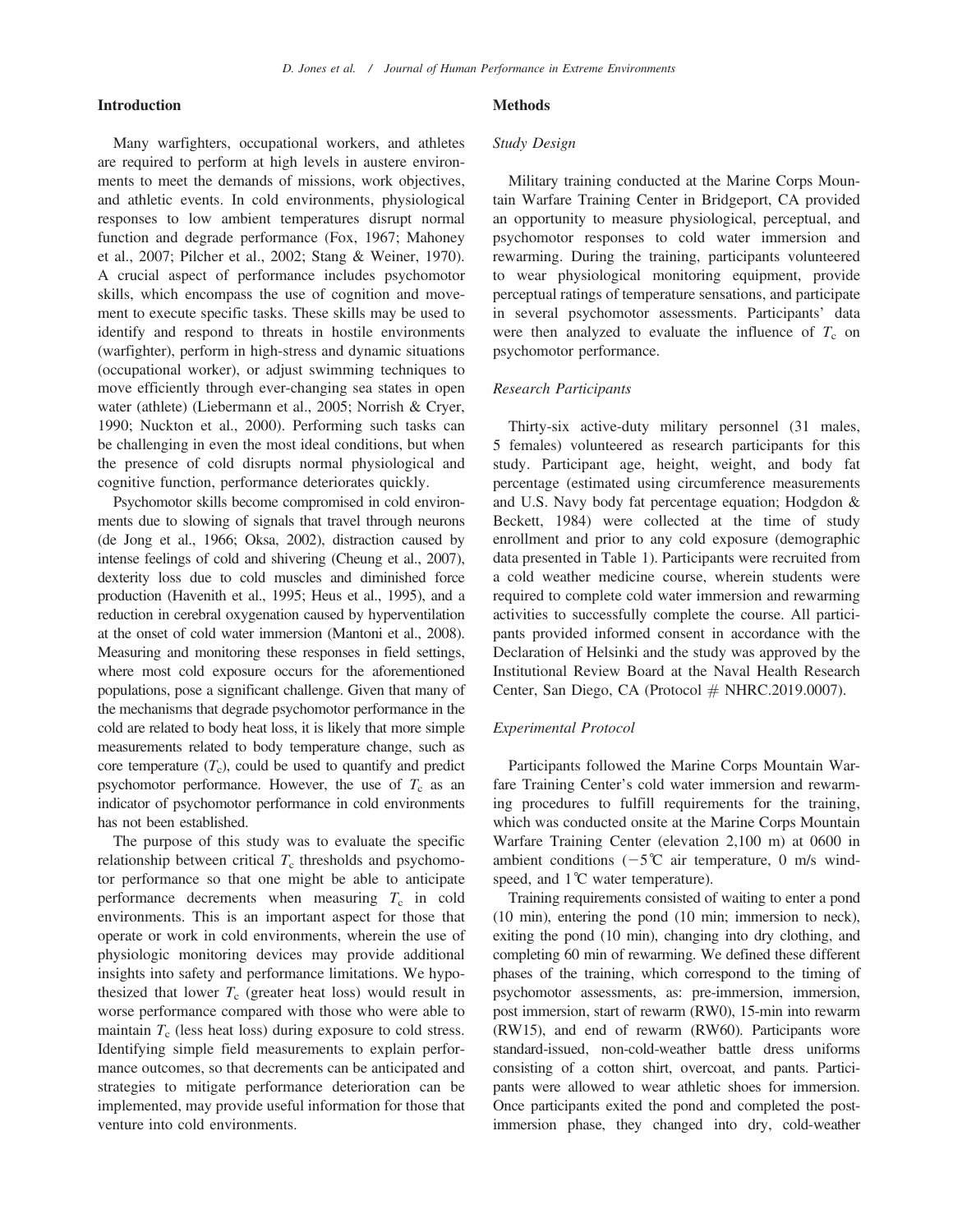## Introduction

Many warfighters, occupational workers, and athletes are required to perform at high levels in austere environments to meet the demands of missions, work objectives, and athletic events. In cold environments, physiological responses to low ambient temperatures disrupt normal function and degrade performance (Fox, 1967; Mahoney et al., 2007; Pilcher et al., 2002; Stang & Weiner, 1970). A crucial aspect of performance includes psychomotor skills, which encompass the use of cognition and movement to execute specific tasks. These skills may be used to identify and respond to threats in hostile environments (warfighter), perform in high-stress and dynamic situations (occupational worker), or adjust swimming techniques to move efficiently through ever-changing sea states in open water (athlete) (Liebermann et al., 2005; Norrish & Cryer, 1990; Nuckton et al., 2000). Performing such tasks can be challenging in even the most ideal conditions, but when the presence of cold disrupts normal physiological and cognitive function, performance deteriorates quickly.

Psychomotor skills become compromised in cold environments due to slowing of signals that travel through neurons (de Jong et al., 1966; Oksa, 2002), distraction caused by intense feelings of cold and shivering (Cheung et al., 2007), dexterity loss due to cold muscles and diminished force production (Havenith et al., 1995; Heus et al., 1995), and a reduction in cerebral oxygenation caused by hyperventilation at the onset of cold water immersion (Mantoni et al., 2008). Measuring and monitoring these responses in field settings, where most cold exposure occurs for the aforementioned populations, pose a significant challenge. Given that many of the mechanisms that degrade psychomotor performance in the cold are related to body heat loss, it is likely that more simple measurements related to body temperature change, such as core temperature ($T_c$), could be used to quantify and predict psychomotor performance. However, the use of $T_c$ as an indicator of psychomotor performance in cold environments has not been established.

The purpose of this study was to evaluate the specific relationship between critical $T_c$ thresholds and psychomotor performance so that one might be able to anticipate performance decrements when measuring $T_c$ in cold environments. This is an important aspect for those that operate or work in cold environments, wherein the use of physiologic monitoring devices may provide additional insights into safety and performance limitations. We hypothesized that lower $T_c$ (greater heat loss) would result in worse performance compared with those who were able to maintain $T_c$ (less heat loss) during exposure to cold stress. Identifying simple field measurements to explain performance outcomes, so that decrements can be anticipated and strategies to mitigate performance deterioration can be implemented, may provide useful information for those that venture into cold environments.

## Methods

### *Study Design*

Military training conducted at the Marine Corps Mountain Warfare Training Center in Bridgeport, CA provided an opportunity to measure physiological, perceptual, and psychomotor responses to cold water immersion and rewarming. During the training, participants volunteered to wear physiological monitoring equipment, provide perceptual ratings of temperature sensations, and participate in several psychomotor assessments. Participants' data were then analyzed to evaluate the influence of $T_c$ on psychomotor performance.

### *Research Participants*

Thirty-six active-duty military personnel (31 males, 5 females) volunteered as research participants for this study. Participant age, height, weight, and body fat percentage (estimated using circumference measurements and U.S. Navy body fat percentage equation; Hodgdon & Beckett, 1984) were collected at the time of study enrollment and prior to any cold exposure (demographic data presented in Table 1). Participants were recruited from a cold weather medicine course, wherein students were required to complete cold water immersion and rewarming activities to successfully complete the course. All participants provided informed consent in accordance with the Declaration of Helsinki and the study was approved by the Institutional Review Board at the Naval Health Research Center, San Diego, CA (Protocol # NHRC.2019.0007).

### *Experimental Protocol*

Participants followed the Marine Corps Mountain Warfare Training Center's cold water immersion and rewarming procedures to fulfill requirements for the training, which was conducted onsite at the Marine Corps Mountain Warfare Training Center (elevation 2,100 m) at 0600 in ambient conditions (−5℃ air temperature, 0 m/s windspeed, and 1℃ water temperature).

Training requirements consisted of waiting to enter a pond (10 min), entering the pond (10 min; immersion to neck), exiting the pond (10 min), changing into dry clothing, and completing 60 min of rewarming. We defined these different phases of the training, which correspond to the timing of psychomotor assessments, as: pre-immersion, immersion, post immersion, start of rewarm (RW0), 15-min into rewarm (RW15), and end of rewarm (RW60). Participants wore standard-issued, non-cold-weather battle dress uniforms consisting of a cotton shirt, overcoat, and pants. Participants were allowed to wear athletic shoes for immersion. Once participants exited the pond and completed the post-immersion phase, they changed into dry, cold-weather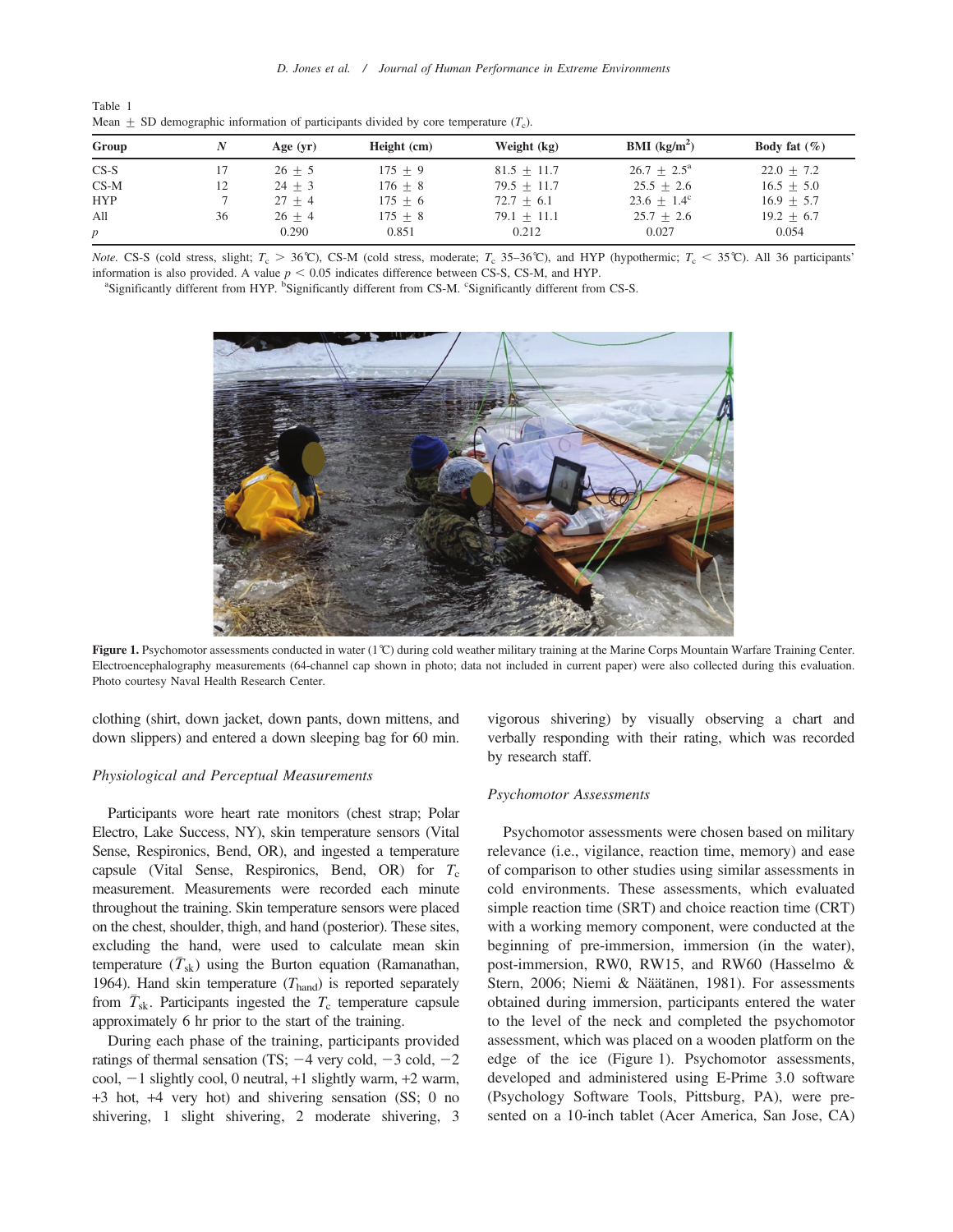Table 1
Mean ± SD demographic information of participants divided by core temperature ($T_c$).

| Group | $N$ | Age (yr) | Height (cm) | Weight (kg) | BMI (kg/m$^2$) | Body fat (%) |
|---|---|---|---|---|---|---|
| CS-S | 17 | 26 ± 5 | 175 ± 9 | 81.5 ± 11.7 | 26.7 ± 2.5[a] | 22.0 ± 7.2 |
| CS-M | 12 | 24 ± 3 | 176 ± 8 | 79.5 ± 11.7 | 25.5 ± 2.6 | 16.5 ± 5.0 |
| HYP | 7 | 27 ± 4 | 175 ± 6 | 72.7 ± 6.1 | 23.6 ± 1.4[c] | 16.9 ± 5.7 |
| All | 36 | 26 ± 4 | 175 ± 8 | 79.1 ± 11.1 | 25.7 ± 2.6 | 19.2 ± 6.7 |
| $p$ | | 0.290 | 0.851 | 0.212 | 0.027 | 0.054 |

*Note.* CS-S (cold stress, slight; $T_c$ > 36℃), CS-M (cold stress, moderate; $T_c$ 35–36℃), and HYP (hypothermic; $T_c$ < 35℃). All 36 participants' information is also provided. A value $p < 0.05$ indicates difference between CS-S, CS-M, and HYP.
[a]Significantly different from HYP. [b]Significantly different from CS-M. [c]Significantly different from CS-S.

**Figure 1.** Psychomotor assessments conducted in water (1℃) during cold weather military training at the Marine Corps Mountain Warfare Training Center. Electroencephalography measurements (64-channel cap shown in photo; data not included in current paper) were also collected during this evaluation. Photo courtesy Naval Health Research Center.

clothing (shirt, down jacket, down pants, down mittens, and down slippers) and entered a down sleeping bag for 60 min.

### Physiological and Perceptual Measurements

Participants wore heart rate monitors (chest strap; Polar Electro, Lake Success, NY), skin temperature sensors (Vital Sense, Respironics, Bend, OR), and ingested a temperature capsule (Vital Sense, Respironics, Bend, OR) for $T_c$ measurement. Measurements were recorded each minute throughout the training. Skin temperature sensors were placed on the chest, shoulder, thigh, and hand (posterior). These sites, excluding the hand, were used to calculate mean skin temperature ($\bar{T}_{sk}$) using the Burton equation (Ramanathan, 1964). Hand skin temperature ($T_{hand}$) is reported separately from $\bar{T}_{sk}$. Participants ingested the $T_c$ temperature capsule approximately 6 hr prior to the start of the training.

During each phase of the training, participants provided ratings of thermal sensation (TS; −4 very cold, −3 cold, −2 cool, −1 slightly cool, 0 neutral, +1 slightly warm, +2 warm, +3 hot, +4 very hot) and shivering sensation (SS; 0 no shivering, 1 slight shivering, 2 moderate shivering, 3 vigorous shivering) by visually observing a chart and verbally responding with their rating, which was recorded by research staff.

### Psychomotor Assessments

Psychomotor assessments were chosen based on military relevance (i.e., vigilance, reaction time, memory) and ease of comparison to other studies using similar assessments in cold environments. These assessments, which evaluated simple reaction time (SRT) and choice reaction time (CRT) with a working memory component, were conducted at the beginning of pre-immersion, immersion (in the water), post-immersion, RW0, RW15, and RW60 (Hasselmo & Stern, 2006; Niemi & Näätänen, 1981). For assessments obtained during immersion, participants entered the water to the level of the neck and completed the psychomotor assessment, which was placed on a wooden platform on the edge of the ice (Figure 1). Psychomotor assessments, developed and administered using E-Prime 3.0 software (Psychology Software Tools, Pittsburg, PA), were presented on a 10-inch tablet (Acer America, San Jose, CA)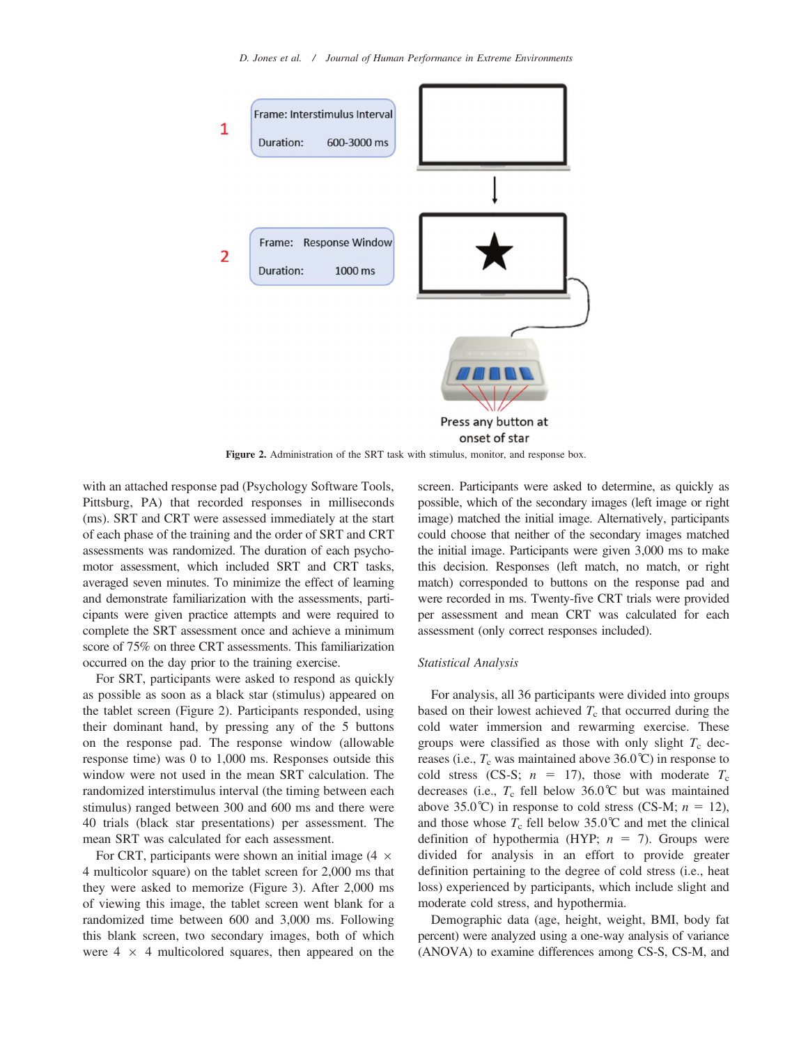Figure 2. Administration of the SRT task with stimulus, monitor, and response box.

with an attached response pad (Psychology Software Tools, Pittsburg, PA) that recorded responses in milliseconds (ms). SRT and CRT were assessed immediately at the start of each phase of the training and the order of SRT and CRT assessments was randomized. The duration of each psychomotor assessment, which included SRT and CRT tasks, averaged seven minutes. To minimize the effect of learning and demonstrate familiarization with the assessments, participants were given practice attempts and were required to complete the SRT assessment once and achieve a minimum score of 75% on three CRT assessments. This familiarization occurred on the day prior to the training exercise.

For SRT, participants were asked to respond as quickly as possible as soon as a black star (stimulus) appeared on the tablet screen (Figure 2). Participants responded, using their dominant hand, by pressing any of the 5 buttons on the response pad. The response window (allowable response time) was 0 to 1,000 ms. Responses outside this window were not used in the mean SRT calculation. The randomized interstimulus interval (the timing between each stimulus) ranged between 300 and 600 ms and there were 40 trials (black star presentations) per assessment. The mean SRT was calculated for each assessment.

For CRT, participants were shown an initial image (4 × 4 multicolor square) on the tablet screen for 2,000 ms that they were asked to memorize (Figure 3). After 2,000 ms of viewing this image, the tablet screen went blank for a randomized time between 600 and 3,000 ms. Following this blank screen, two secondary images, both of which were 4 × 4 multicolored squares, then appeared on the screen. Participants were asked to determine, as quickly as possible, which of the secondary images (left image or right image) matched the initial image. Alternatively, participants could choose that neither of the secondary images matched the initial image. Participants were given only 3,000 ms to make this decision. Responses (left match, no match, or right match) corresponded to buttons on the response pad and were recorded in ms. Twenty-five CRT trials were provided per assessment and mean CRT was calculated for each assessment (only correct responses included).

### *Statistical Analysis*

For analysis, all 36 participants were divided into groups based on their lowest achieved $T_c$ that occurred during the cold water immersion and rewarming exercise. These groups were classified as those with only slight $T_c$ decreases (i.e., $T_c$ was maintained above 36.0℃) in response to cold stress (CS-S; $n = 17$), those with moderate $T_c$ decreases (i.e., $T_c$ fell below 36.0℃ but was maintained above 35.0℃) in response to cold stress (CS-M; $n = 12$), and those whose $T_c$ fell below 35.0℃ and met the clinical definition of hypothermia (HYP; $n = 7$). Groups were divided for analysis in an effort to provide greater definition pertaining to the degree of cold stress (i.e., heat loss) experienced by participants, which include slight and moderate cold stress, and hypothermia.

Demographic data (age, height, weight, BMI, body fat percent) were analyzed using a one-way analysis of variance (ANOVA) to examine differences among CS-S, CS-M, and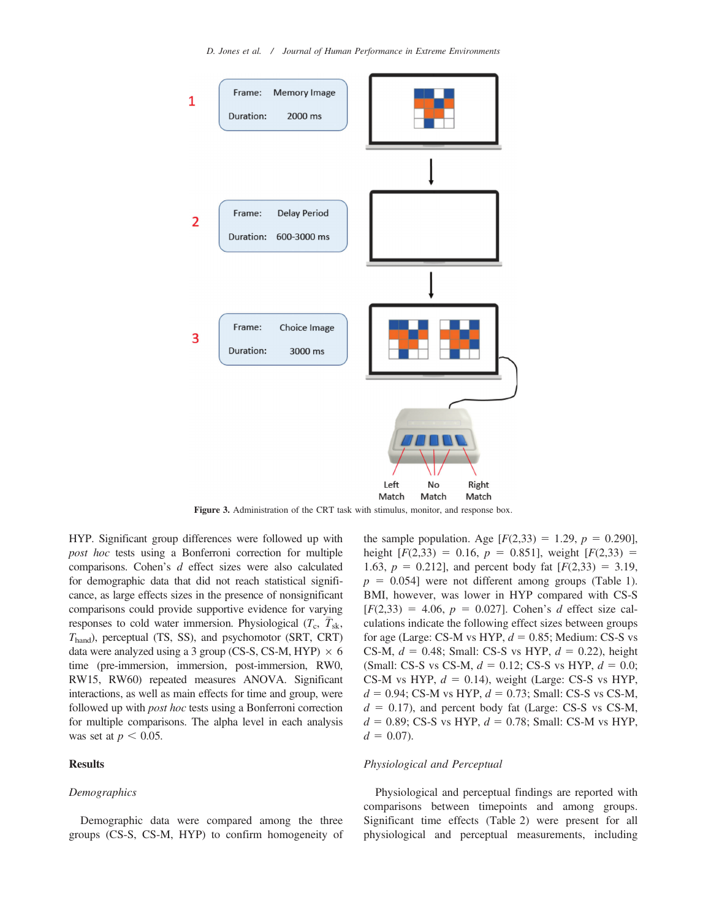Figure 3. Administration of the CRT task with stimulus, monitor, and response box.

HYP. Significant group differences were followed up with *post hoc* tests using a Bonferroni correction for multiple comparisons. Cohen's *d* effect sizes were also calculated for demographic data that did not reach statistical significance, as large effects sizes in the presence of nonsignificant comparisons could provide supportive evidence for varying responses to cold water immersion. Physiological ($T_c$, $\bar{T}_{sk}$, $T_{hand}$), perceptual (TS, SS), and psychomotor (SRT, CRT) data were analyzed using a 3 group (CS-S, CS-M, HYP) × 6 time (pre-immersion, immersion, post-immersion, RW0, RW15, RW60) repeated measures ANOVA. Significant interactions, as well as main effects for time and group, were followed up with *post hoc* tests using a Bonferroni correction for multiple comparisons. The alpha level in each analysis was set at $p < 0.05$.

## Results

### *Demographics*

Demographic data were compared among the three groups (CS-S, CS-M, HYP) to confirm homogeneity of the sample population. Age [$F(2,33) = 1.29$, $p = 0.290$], height [$F(2,33) = 0.16$, $p = 0.851$], weight [$F(2,33) = 1.63$, $p = 0.212$], and percent body fat [$F(2,33) = 3.19$, $p = 0.054$] were not different among groups (Table 1). BMI, however, was lower in HYP compared with CS-S [$F(2,33) = 4.06$, $p = 0.027$]. Cohen's *d* effect size calculations indicate the following effect sizes between groups for age (Large: CS-M vs HYP, $d = 0.85$; Medium: CS-S vs CS-M, $d = 0.48$; Small: CS-S vs HYP, $d = 0.22$), height (Small: CS-S vs CS-M, $d = 0.12$; CS-S vs HYP, $d = 0.0$; CS-M vs HYP, $d = 0.14$), weight (Large: CS-S vs HYP, $d = 0.94$; CS-M vs HYP, $d = 0.73$; Small: CS-S vs CS-M, $d = 0.17$), and percent body fat (Large: CS-S vs CS-M, $d = 0.89$; CS-S vs HYP, $d = 0.78$; Small: CS-M vs HYP, $d = 0.07$).

### *Physiological and Perceptual*

Physiological and perceptual findings are reported with comparisons between timepoints and among groups. Significant time effects (Table 2) were present for all physiological and perceptual measurements, including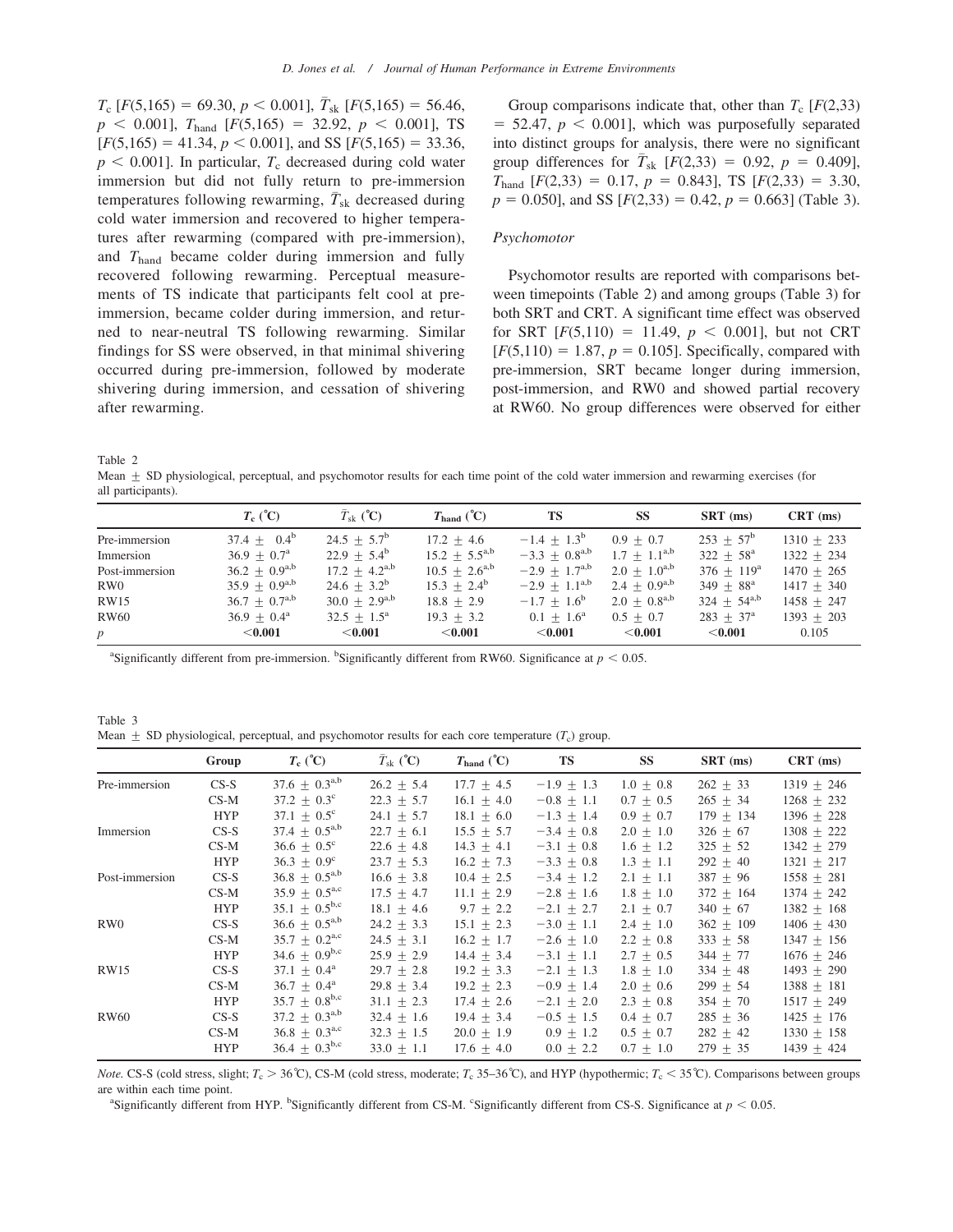$T_c$ [$F(5,165) = 69.30$, $p < 0.001$], $\bar{T}_{sk}$ [$F(5,165) = 56.46$, $p < 0.001$], $T_{hand}$ [$F(5,165) = 32.92$, $p < 0.001$], TS [$F(5,165) = 41.34$, $p < 0.001$], and SS [$F(5,165) = 33.36$, $p < 0.001$]. In particular, $T_c$ decreased during cold water immersion but did not fully return to pre-immersion temperatures following rewarming, $\bar{T}_{sk}$ decreased during cold water immersion and recovered to higher temperatures after rewarming (compared with pre-immersion), and $T_{hand}$ became colder during immersion and fully recovered following rewarming. Perceptual measurements of TS indicate that participants felt cool at pre-immersion, became colder during immersion, and returned to near-neutral TS following rewarming. Similar findings for SS were observed, in that minimal shivering occurred during pre-immersion, followed by moderate shivering during immersion, and cessation of shivering after rewarming.

Group comparisons indicate that, other than $T_c$ [$F(2,33) = 52.47$, $p < 0.001$], which was purposefully separated into distinct groups for analysis, there were no significant group differences for $\bar{T}_{sk}$ [$F(2,33) = 0.92$, $p = 0.409$], $T_{hand}$ [$F(2,33) = 0.17$, $p = 0.843$], TS [$F(2,33) = 3.30$, $p = 0.050$], and SS [$F(2,33) = 0.42$, $p = 0.663$] (Table 3).

### Psychomotor

Psychomotor results are reported with comparisons between timepoints (Table 2) and among groups (Table 3) for both SRT and CRT. A significant time effect was observed for SRT [$F(5,110) = 11.49$, $p < 0.001$], but not CRT [$F(5,110) = 1.87$, $p = 0.105$]. Specifically, compared with pre-immersion, SRT became longer during immersion, post-immersion, and RW0 and showed partial recovery at RW60. No group differences were observed for either

Table 2
Mean ± SD physiological, perceptual, and psychomotor results for each time point of the cold water immersion and rewarming exercises (for all participants).

| | $T_c$ (°C) | $\bar{T}_{sk}$ (°C) | $T_{hand}$ (°C) | TS | SS | SRT (ms) | CRT (ms) |
|---|---|---|---|---|---|---|---|
| Pre-immersion | 37.4 ± 0.4[b] | 24.5 ± 5.7[b] | 17.2 ± 4.6 | −1.4 ± 1.3[b] | 0.9 ± 0.7 | 253 ± 57[b] | 1310 ± 233 |
| Immersion | 36.9 ± 0.7[a] | 22.9 ± 5.4[b] | 15.2 ± 5.5[a,b] | −3.3 ± 0.8[a,b] | 1.7 ± 1.1[a,b] | 322 ± 58[a] | 1322 ± 234 |
| Post-immersion | 36.2 ± 0.9[a,b] | 17.2 ± 4.2[a,b] | 10.5 ± 2.6[a,b] | −2.9 ± 1.7[a,b] | 2.0 ± 1.0[a,b] | 376 ± 119[a] | 1470 ± 265 |
| RW0 | 35.9 ± 0.9[a,b] | 24.6 ± 3.2[b] | 15.3 ± 2.4[b] | −2.9 ± 1.1[a,b] | 2.4 ± 0.9[a,b] | 349 ± 88[a] | 1417 ± 340 |
| RW15 | 36.7 ± 0.7[a,b] | 30.0 ± 2.9[a,b] | 18.8 ± 2.9 | −1.7 ± 1.6[b] | 2.0 ± 0.8[a,b] | 324 ± 54[a,b] | 1458 ± 247 |
| RW60 | 36.9 ± 0.4[a] | 32.5 ± 1.5[a] | 19.3 ± 3.2 | 0.1 ± 1.6[a] | 0.5 ± 0.7 | 283 ± 37[a] | 1393 ± 203 |
| $p$ | **<0.001** | **<0.001** | **<0.001** | **<0.001** | **<0.001** | **<0.001** | 0.105 |

[a]Significantly different from pre-immersion. [b]Significantly different from RW60. Significance at $p < 0.05$.

Table 3
Mean ± SD physiological, perceptual, and psychomotor results for each core temperature ($T_c$) group.

| | Group | $T_c$ (°C) | $\bar{T}_{sk}$ (°C) | $T_{hand}$ (°C) | TS | SS | SRT (ms) | CRT (ms) |
|---|---|---|---|---|---|---|---|---|
| Pre-immersion | CS-S | 37.6 ± 0.3[a,b] | 26.2 ± 5.4 | 17.7 ± 4.5 | −1.9 ± 1.3 | 1.0 ± 0.8 | 262 ± 33 | 1319 ± 246 |
| | CS-M | 37.2 ± 0.3[c] | 22.3 ± 5.7 | 16.1 ± 4.0 | −0.8 ± 1.1 | 0.7 ± 0.5 | 265 ± 34 | 1268 ± 232 |
| | HYP | 37.1 ± 0.5[c] | 24.1 ± 5.7 | 18.1 ± 6.0 | −1.3 ± 1.4 | 0.9 ± 0.7 | 179 ± 134 | 1396 ± 228 |
| Immersion | CS-S | 37.4 ± 0.5[a,b] | 22.7 ± 6.1 | 15.5 ± 5.7 | −3.4 ± 0.8 | 2.0 ± 1.0 | 326 ± 67 | 1308 ± 222 |
| | CS-M | 36.6 ± 0.5[c] | 22.6 ± 4.8 | 14.3 ± 4.1 | −3.1 ± 0.8 | 1.6 ± 1.2 | 325 ± 52 | 1342 ± 279 |
| | HYP | 36.3 ± 0.9[c] | 23.7 ± 5.3 | 16.2 ± 7.3 | −3.3 ± 0.8 | 1.3 ± 1.1 | 292 ± 40 | 1321 ± 217 |
| Post-immersion | CS-S | 36.8 ± 0.5[a,b] | 16.6 ± 3.8 | 10.4 ± 2.5 | −3.4 ± 1.2 | 2.1 ± 1.1 | 387 ± 96 | 1558 ± 281 |
| | CS-M | 35.9 ± 0.5[a,c] | 17.5 ± 4.7 | 11.1 ± 2.9 | −2.8 ± 1.6 | 1.8 ± 1.0 | 372 ± 164 | 1374 ± 242 |
| | HYP | 35.1 ± 0.5[b,c] | 18.1 ± 4.6 | 9.7 ± 2.2 | −2.1 ± 2.7 | 2.1 ± 0.7 | 340 ± 67 | 1382 ± 168 |
| RW0 | CS-S | 36.6 ± 0.5[a,b] | 24.2 ± 3.3 | 15.1 ± 2.3 | −3.0 ± 1.1 | 2.4 ± 1.0 | 362 ± 109 | 1406 ± 430 |
| | CS-M | 35.7 ± 0.2[a,c] | 24.5 ± 3.1 | 16.2 ± 1.7 | −2.6 ± 1.0 | 2.2 ± 0.8 | 333 ± 58 | 1347 ± 156 |
| | HYP | 34.6 ± 0.9[b,c] | 25.9 ± 2.9 | 14.4 ± 3.4 | −3.1 ± 1.1 | 2.7 ± 0.5 | 344 ± 77 | 1676 ± 246 |
| RW15 | CS-S | 37.1 ± 0.4[a] | 29.7 ± 2.8 | 19.2 ± 3.3 | −2.1 ± 1.3 | 1.8 ± 1.0 | 334 ± 48 | 1493 ± 290 |
| | CS-M | 36.7 ± 0.4[a] | 29.8 ± 3.4 | 19.2 ± 2.3 | −0.9 ± 1.4 | 2.0 ± 0.6 | 299 ± 54 | 1388 ± 181 |
| | HYP | 35.7 ± 0.8[b,c] | 31.1 ± 2.3 | 17.4 ± 2.6 | −2.1 ± 2.0 | 2.3 ± 0.8 | 354 ± 70 | 1517 ± 249 |
| RW60 | CS-S | 37.2 ± 0.3[a,b] | 32.4 ± 1.6 | 19.4 ± 3.4 | −0.5 ± 1.5 | 0.4 ± 0.7 | 285 ± 36 | 1425 ± 176 |
| | CS-M | 36.8 ± 0.3[a,c] | 32.3 ± 1.5 | 20.0 ± 1.9 | 0.9 ± 1.2 | 0.5 ± 0.7 | 282 ± 42 | 1330 ± 158 |
| | HYP | 36.4 ± 0.3[b,c] | 33.0 ± 1.1 | 17.6 ± 4.0 | 0.0 ± 2.2 | 0.7 ± 1.0 | 279 ± 35 | 1439 ± 424 |

*Note.* CS-S (cold stress, slight; $T_c$ > 36°C), CS-M (cold stress, moderate; $T_c$ 35–36°C), and HYP (hypothermic; $T_c$ < 35°C). Comparisons between groups are within each time point.
[a]Significantly different from HYP. [b]Significantly different from CS-M. [c]Significantly different from CS-S. Significance at $p < 0.05$.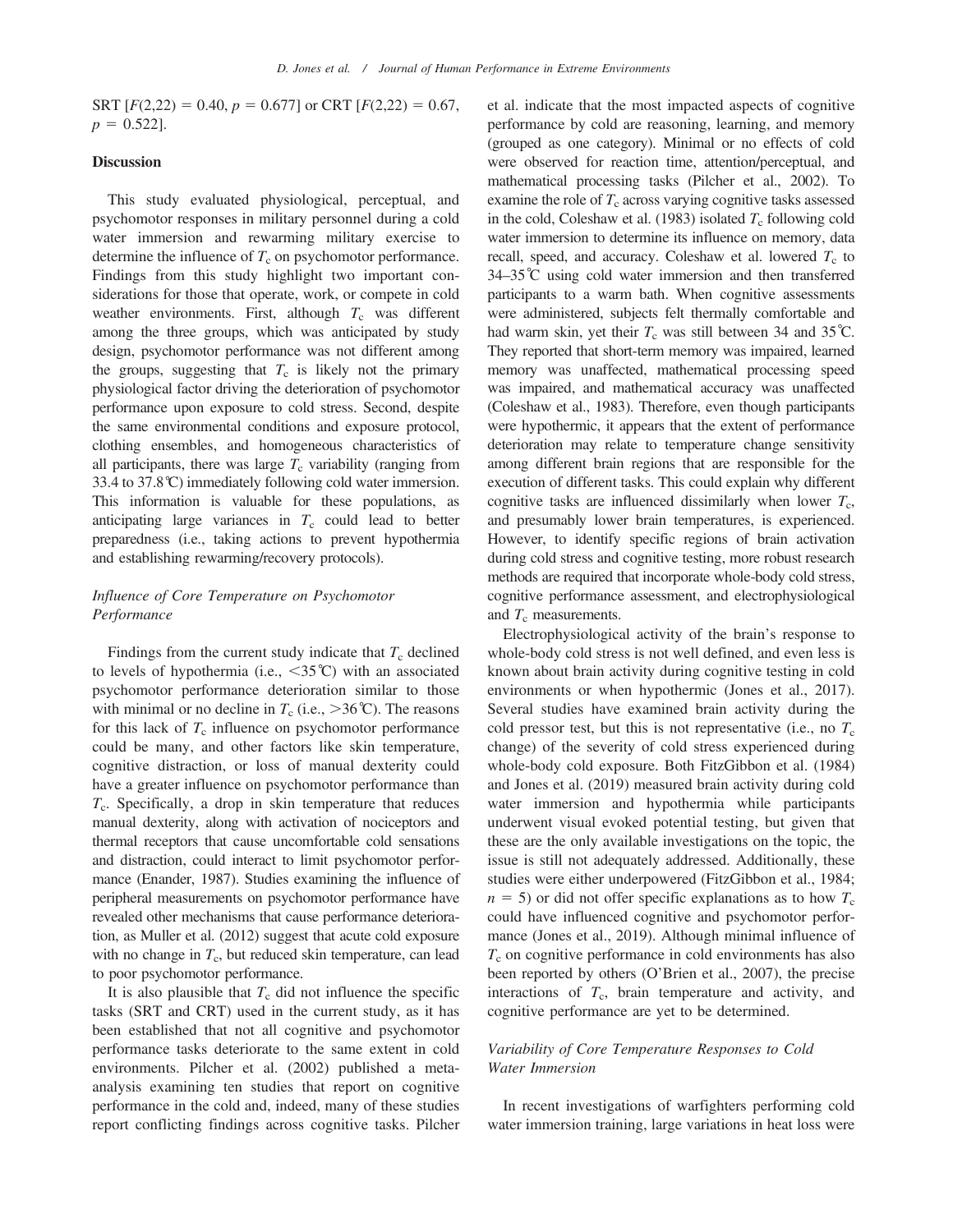SRT [$F(2,22) = 0.40$, $p = 0.677$] or CRT [$F(2,22) = 0.67$, $p = 0.522$].

## Discussion

This study evaluated physiological, perceptual, and psychomotor responses in military personnel during a cold water immersion and rewarming military exercise to determine the influence of $T_c$ on psychomotor performance. Findings from this study highlight two important considerations for those that operate, work, or compete in cold weather environments. First, although $T_c$ was different among the three groups, which was anticipated by study design, psychomotor performance was not different among the groups, suggesting that $T_c$ is likely not the primary physiological factor driving the deterioration of psychomotor performance upon exposure to cold stress. Second, despite the same environmental conditions and exposure protocol, clothing ensembles, and homogeneous characteristics of all participants, there was large $T_c$ variability (ranging from 33.4 to 37.8℃) immediately following cold water immersion. This information is valuable for these populations, as anticipating large variances in $T_c$ could lead to better preparedness (i.e., taking actions to prevent hypothermia and establishing rewarming/recovery protocols).

### *Influence of Core Temperature on Psychomotor Performance*

Findings from the current study indicate that $T_c$ declined to levels of hypothermia (i.e., $<35$℃) with an associated psychomotor performance deterioration similar to those with minimal or no decline in $T_c$ (i.e., $>36$℃). The reasons for this lack of $T_c$ influence on psychomotor performance could be many, and other factors like skin temperature, cognitive distraction, or loss of manual dexterity could have a greater influence on psychomotor performance than $T_c$. Specifically, a drop in skin temperature that reduces manual dexterity, along with activation of nociceptors and thermal receptors that cause uncomfortable cold sensations and distraction, could interact to limit psychomotor performance (Enander, 1987). Studies examining the influence of peripheral measurements on psychomotor performance have revealed other mechanisms that cause performance deterioration, as Muller et al. (2012) suggest that acute cold exposure with no change in $T_c$, but reduced skin temperature, can lead to poor psychomotor performance.

It is also plausible that $T_c$ did not influence the specific tasks (SRT and CRT) used in the current study, as it has been established that not all cognitive and psychomotor performance tasks deteriorate to the same extent in cold environments. Pilcher et al. (2002) published a meta-analysis examining ten studies that report on cognitive performance in the cold and, indeed, many of these studies report conflicting findings across cognitive tasks. Pilcher et al. indicate that the most impacted aspects of cognitive performance by cold are reasoning, learning, and memory (grouped as one category). Minimal or no effects of cold were observed for reaction time, attention/perceptual, and mathematical processing tasks (Pilcher et al., 2002). To examine the role of $T_c$ across varying cognitive tasks assessed in the cold, Coleshaw et al. (1983) isolated $T_c$ following cold water immersion to determine its influence on memory, data recall, speed, and accuracy. Coleshaw et al. lowered $T_c$ to 34–35℃ using cold water immersion and then transferred participants to a warm bath. When cognitive assessments were administered, subjects felt thermally comfortable and had warm skin, yet their $T_c$ was still between 34 and 35℃. They reported that short-term memory was impaired, learned memory was unaffected, mathematical processing speed was impaired, and mathematical accuracy was unaffected (Coleshaw et al., 1983). Therefore, even though participants were hypothermic, it appears that the extent of performance deterioration may relate to temperature change sensitivity among different brain regions that are responsible for the execution of different tasks. This could explain why different cognitive tasks are influenced dissimilarly when lower $T_c$, and presumably lower brain temperatures, is experienced. However, to identify specific regions of brain activation during cold stress and cognitive testing, more robust research methods are required that incorporate whole-body cold stress, cognitive performance assessment, and electrophysiological and $T_c$ measurements.

Electrophysiological activity of the brain's response to whole-body cold stress is not well defined, and even less is known about brain activity during cognitive testing in cold environments or when hypothermic (Jones et al., 2017). Several studies have examined brain activity during the cold pressor test, but this is not representative (i.e., no $T_c$ change) of the severity of cold stress experienced during whole-body cold exposure. Both FitzGibbon et al. (1984) and Jones et al. (2019) measured brain activity during cold water immersion and hypothermia while participants underwent visual evoked potential testing, but given that these are the only available investigations on the topic, the issue is still not adequately addressed. Additionally, these studies were either underpowered (FitzGibbon et al., 1984; $n = 5$) or did not offer specific explanations as to how $T_c$ could have influenced cognitive and psychomotor performance (Jones et al., 2019). Although minimal influence of $T_c$ on cognitive performance in cold environments has also been reported by others (O'Brien et al., 2007), the precise interactions of $T_c$, brain temperature and activity, and cognitive performance are yet to be determined.

### *Variability of Core Temperature Responses to Cold Water Immersion*

In recent investigations of warfighters performing cold water immersion training, large variations in heat loss were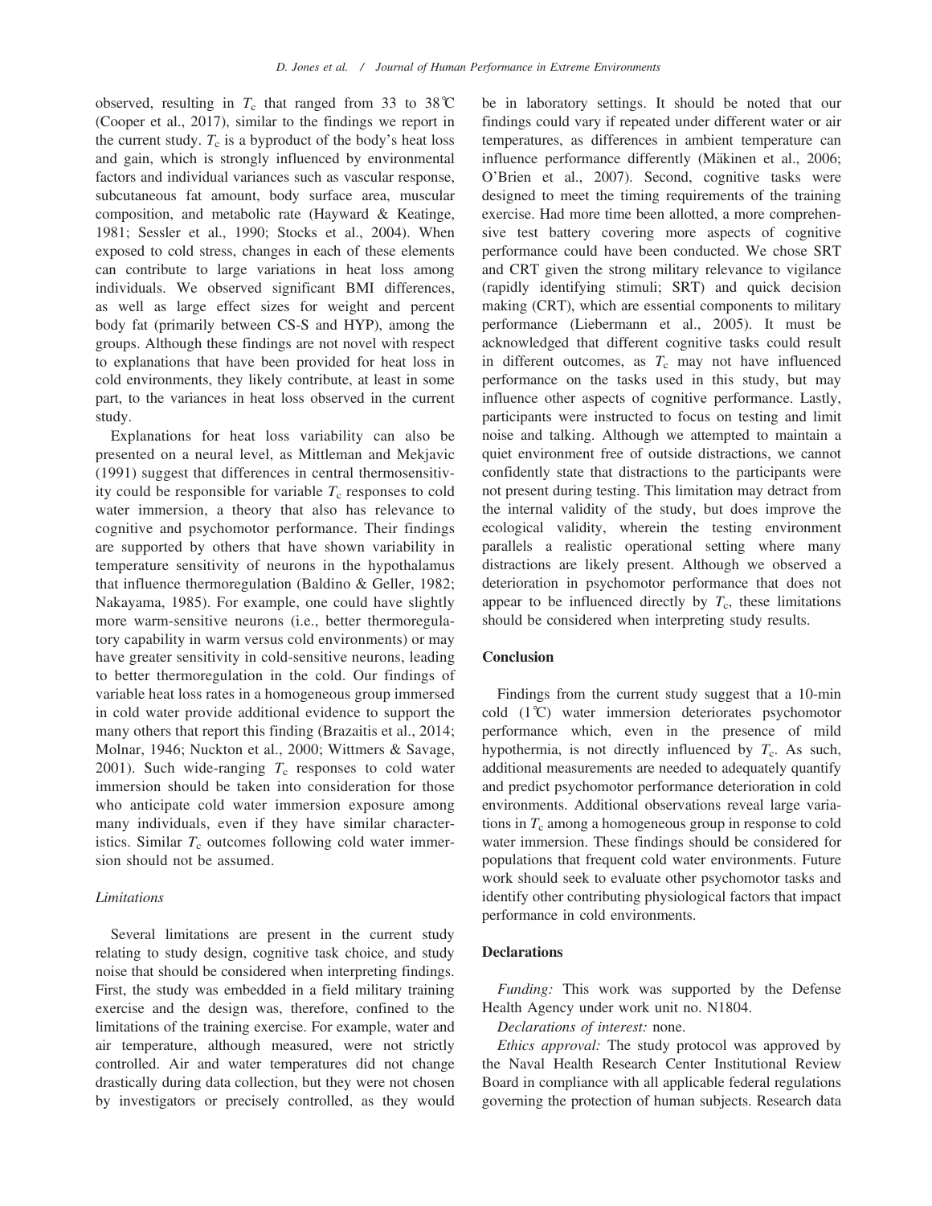observed, resulting in $T_c$ that ranged from 33 to 38℃ (Cooper et al., 2017), similar to the findings we report in the current study. $T_c$ is a byproduct of the body's heat loss and gain, which is strongly influenced by environmental factors and individual variances such as vascular response, subcutaneous fat amount, body surface area, muscular composition, and metabolic rate (Hayward & Keatinge, 1981; Sessler et al., 1990; Stocks et al., 2004). When exposed to cold stress, changes in each of these elements can contribute to large variations in heat loss among individuals. We observed significant BMI differences, as well as large effect sizes for weight and percent body fat (primarily between CS-S and HYP), among the groups. Although these findings are not novel with respect to explanations that have been provided for heat loss in cold environments, they likely contribute, at least in some part, to the variances in heat loss observed in the current study.

Explanations for heat loss variability can also be presented on a neural level, as Mittleman and Mekjavic (1991) suggest that differences in central thermosensitivity could be responsible for variable $T_c$ responses to cold water immersion, a theory that also has relevance to cognitive and psychomotor performance. Their findings are supported by others that have shown variability in temperature sensitivity of neurons in the hypothalamus that influence thermoregulation (Baldino & Geller, 1982; Nakayama, 1985). For example, one could have slightly more warm-sensitive neurons (i.e., better thermoregulatory capability in warm versus cold environments) or may have greater sensitivity in cold-sensitive neurons, leading to better thermoregulation in the cold. Our findings of variable heat loss rates in a homogeneous group immersed in cold water provide additional evidence to support the many others that report this finding (Brazaitis et al., 2014; Molnar, 1946; Nuckton et al., 2000; Wittmers & Savage, 2001). Such wide-ranging $T_c$ responses to cold water immersion should be taken into consideration for those who anticipate cold water immersion exposure among many individuals, even if they have similar characteristics. Similar $T_c$ outcomes following cold water immersion should not be assumed.

### *Limitations*

Several limitations are present in the current study relating to study design, cognitive task choice, and study noise that should be considered when interpreting findings. First, the study was embedded in a field military training exercise and the design was, therefore, confined to the limitations of the training exercise. For example, water and air temperature, although measured, were not strictly controlled. Air and water temperatures did not change drastically during data collection, but they were not chosen by investigators or precisely controlled, as they would be in laboratory settings. It should be noted that our findings could vary if repeated under different water or air temperatures, as differences in ambient temperature can influence performance differently (Mäkinen et al., 2006; O'Brien et al., 2007). Second, cognitive tasks were designed to meet the timing requirements of the training exercise. Had more time been allotted, a more comprehensive test battery covering more aspects of cognitive performance could have been conducted. We chose SRT and CRT given the strong military relevance to vigilance (rapidly identifying stimuli; SRT) and quick decision making (CRT), which are essential components to military performance (Liebermann et al., 2005). It must be acknowledged that different cognitive tasks could result in different outcomes, as $T_c$ may not have influenced performance on the tasks used in this study, but may influence other aspects of cognitive performance. Lastly, participants were instructed to focus on testing and limit noise and talking. Although we attempted to maintain a quiet environment free of outside distractions, we cannot confidently state that distractions to the participants were not present during testing. This limitation may detract from the internal validity of the study, but does improve the ecological validity, wherein the testing environment parallels a realistic operational setting where many distractions are likely present. Although we observed a deterioration in psychomotor performance that does not appear to be influenced directly by $T_c$, these limitations should be considered when interpreting study results.

## Conclusion

Findings from the current study suggest that a 10-min cold (1℃) water immersion deteriorates psychomotor performance which, even in the presence of mild hypothermia, is not directly influenced by $T_c$. As such, additional measurements are needed to adequately quantify and predict psychomotor performance deterioration in cold environments. Additional observations reveal large variations in $T_c$ among a homogeneous group in response to cold water immersion. These findings should be considered for populations that frequent cold water environments. Future work should seek to evaluate other psychomotor tasks and identify other contributing physiological factors that impact performance in cold environments.

## Declarations

*Funding:* This work was supported by the Defense Health Agency under work unit no. N1804.

*Declarations of interest:* none.

*Ethics approval:* The study protocol was approved by the Naval Health Research Center Institutional Review Board in compliance with all applicable federal regulations governing the protection of human subjects. Research data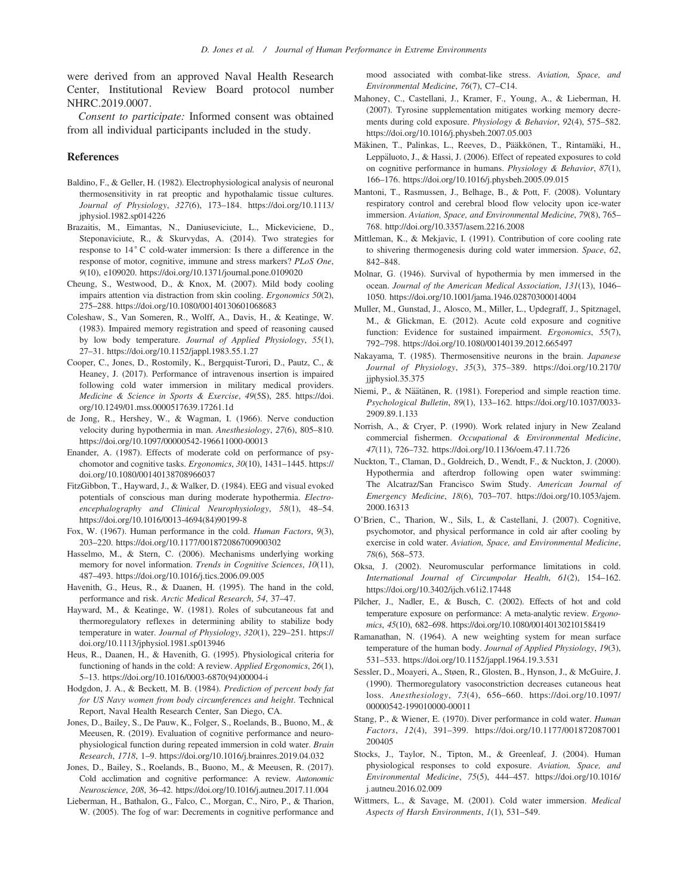were derived from an approved Naval Health Research Center, Institutional Review Board protocol number NHRC.2019.0007.

*Consent to participate:* Informed consent was obtained from all individual participants included in the study.

## References

Baldino, F., & Geller, H. (1982). Electrophysiological analysis of neuronal thermosensitivity in rat preoptic and hypothalamic tissue cultures. *Journal of Physiology*, *327*(6), 173–184. https://doi.org/10.1113/jphysiol.1982.sp014226

Brazaitis, M., Eimantas, N., Daniuseviciute, L., Mickeviciene, D., Steponaviciute, R., & Skurvydas, A. (2014). Two strategies for response to 14 °C cold-water immersion: Is there a difference in the response of motor, cognitive, immune and stress markers? *PLoS One*, *9*(10), e109020. https://doi.org/10.1371/journal.pone.0109020

Cheung, S., Westwood, D., & Knox, M. (2007). Mild body cooling impairs attention via distraction from skin cooling. *Ergonomics 50*(2), 275–288. https://doi.org/10.1080/00140130601068683

Coleshaw, S., Van Someren, R., Wolff, A., Davis, H., & Keatinge, W. (1983). Impaired memory registration and speed of reasoning caused by low body temperature. *Journal of Applied Physiology*, *55*(1), 27–31. https://doi.org/10.1152/jappl.1983.55.1.27

Cooper, C., Jones, D., Rostomily, K., Bergquist-Turori, D., Pautz, C., & Heaney, J. (2017). Performance of intravenous insertion is impaired following cold water immersion in military medical providers. *Medicine & Science in Sports & Exercise*, *49*(5S), 285. https://doi.org/10.1249/01.mss.0000517639.17261.1d

de Jong, R., Hershey, W., & Wagman, I. (1966). Nerve conduction velocity during hypothermia in man. *Anesthesiology*, *27*(6), 805–810. https://doi.org/10.1097/00000542-196611000-00013

Enander, A. (1987). Effects of moderate cold on performance of psychomotor and cognitive tasks. *Ergonomics*, *30*(10), 1431–1445. https://doi.org/10.1080/00140138708966037

FitzGibbon, T., Hayward, J., & Walker, D. (1984). EEG and visual evoked potentials of conscious man during moderate hypothermia. *Electroencephalography and Clinical Neurophysiology*, *58*(1), 48–54. https://doi.org/10.1016/0013-4694(84)90199-8

Fox, W. (1967). Human performance in the cold. *Human Factors*, *9*(3), 203–220. https://doi.org/10.1177/001872086700900302

Hasselmo, M., & Stern, C. (2006). Mechanisms underlying working memory for novel information. *Trends in Cognitive Sciences*, *10*(11), 487–493. https://doi.org/10.1016/j.tics.2006.09.005

Havenith, G., Heus, R., & Daanen, H. (1995). The hand in the cold, performance and risk. *Arctic Medical Research*, *54*, 37–47.

Hayward, M., & Keatinge, W. (1981). Roles of subcutaneous fat and thermoregulatory reflexes in determining ability to stabilize body temperature in water. *Journal of Physiology*, *320*(1), 229–251. https://doi.org/10.1113/jphysiol.1981.sp013946

Heus, R., Daanen, H., & Havenith, G. (1995). Physiological criteria for functioning of hands in the cold: A review. *Applied Ergonomics*, *26*(1), 5–13. https://doi.org/10.1016/0003-6870(94)00004-i

Hodgdon, J. A., & Beckett, M. B. (1984). *Prediction of percent body fat for US Navy women from body circumferences and height.* Technical Report, Naval Health Research Center, San Diego, CA.

Jones, D., Bailey, S., De Pauw, K., Folger, S., Roelands, B., Buono, M., & Meeusen, R. (2019). Evaluation of cognitive performance and neurophysiological function during repeated immersion in cold water. *Brain Research*, *1718*, 1–9. https://doi.org/10.1016/j.brainres.2019.04.032

Jones, D., Bailey, S., Roelands, B., Buono, M., & Meeusen, R. (2017). Cold acclimation and cognitive performance: A review. *Autonomic Neuroscience*, *208*, 36–42. https://doi.org/10.1016/j.autneu.2017.11.004

Lieberman, H., Bathalon, G., Falco, C., Morgan, C., Niro, P., & Tharion, W. (2005). The fog of war: Decrements in cognitive performance and mood associated with combat-like stress. *Aviation, Space, and Environmental Medicine*, *76*(7), C7–C14.

Mahoney, C., Castellani, J., Kramer, F., Young, A., & Lieberman, H. (2007). Tyrosine supplementation mitigates working memory decrements during cold exposure. *Physiology & Behavior*, *92*(4), 575–582. https://doi.org/10.1016/j.physbeh.2007.05.003

Mäkinen, T., Palinkas, L., Reeves, D., Pääkkönen, T., Rintamäki, H., Leppäluoto, J., & Hassi, J. (2006). Effect of repeated exposures to cold on cognitive performance in humans. *Physiology & Behavior*, *87*(1), 166–176. https://doi.org/10.1016/j.physbeh.2005.09.015

Mantoni, T., Rasmussen, J., Belhage, B., & Pott, F. (2008). Voluntary respiratory control and cerebral blood flow velocity upon ice-water immersion. *Aviation, Space, and Environmental Medicine*, *79*(8), 765–768. http://doi.org/10.3357/asem.2216.2008

Mittleman, K., & Mekjavic, I. (1991). Contribution of core cooling rate to shivering thermogenesis during cold water immersion. *Space*, *62*, 842–848.

Molnar, G. (1946). Survival of hypothermia by men immersed in the ocean. *Journal of the American Medical Association*, *131*(13), 1046–1050. https://doi.org/10.1001/jama.1946.02870300014004

Muller, M., Gunstad, J., Alosco, M., Miller, L., Updegraff, J., Spitznagel, M., & Glickman, E. (2012). Acute cold exposure and cognitive function: Evidence for sustained impairment. *Ergonomics*, *55*(7), 792–798. https://doi.org/10.1080/00140139.2012.665497

Nakayama, T. (1985). Thermosensitive neurons in the brain. *Japanese Journal of Physiology*, *35*(3), 375–389. https://doi.org/10.2170/jjphysiol.35.375

Niemi, P., & Näätänen, R. (1981). Foreperiod and simple reaction time. *Psychological Bulletin*, *89*(1), 133–162. https://doi.org/10.1037/0033-2909.89.1.133

Norrish, A., & Cryer, P. (1990). Work related injury in New Zealand commercial fishermen. *Occupational & Environmental Medicine*, *47*(11), 726–732. https://doi.org/10.1136/oem.47.11.726

Nuckton, T., Claman, D., Goldreich, D., Wendt, F., & Nuckton, J. (2000). Hypothermia and afterdrop following open water swimming: The Alcatraz/San Francisco Swim Study. *American Journal of Emergency Medicine*, *18*(6), 703–707. https://doi.org/10.1053/ajem.2000.16313

O'Brien, C., Tharion, W., Sils, I., & Castellani, J. (2007). Cognitive, psychomotor, and physical performance in cold air after cooling by exercise in cold water. *Aviation, Space, and Environmental Medicine*, *78*(6), 568–573.

Oksa, J. (2002). Neuromuscular performance limitations in cold. *International Journal of Circumpolar Health*, *61*(2), 154–162. https://doi.org/10.3402/ijch.v61i2.17448

Pilcher, J., Nadler, E., & Busch, C. (2002). Effects of hot and cold temperature exposure on performance: A meta-analytic review. *Ergonomics*, *45*(10), 682–698. https://doi.org/10.1080/00140130210158419

Ramanathan, N. (1964). A new weighting system for mean surface temperature of the human body. *Journal of Applied Physiology*, *19*(3), 531–533. https://doi.org/10.1152/jappl.1964.19.3.531

Sessler, D., Moayeri, A., Støen, R., Glosten, B., Hynson, J., & McGuire, J. (1990). Thermoregulatory vasoconstriction decreases cutaneous heat loss. *Anesthesiology*, *73*(4), 656–660. https://doi.org/10.1097/00000542-199010000-00011

Stang, P., & Wiener, E. (1970). Diver performance in cold water. *Human Factors*, *12*(4), 391–399. https://doi.org/10.1177/001872087001200405

Stocks, J., Taylor, N., Tipton, M., & Greenleaf, J. (2004). Human physiological responses to cold exposure. *Aviation, Space, and Environmental Medicine*, *75*(5), 444–457. https://doi.org/10.1016/j.autneu.2016.02.009

Wittmers, L., & Savage, M. (2001). Cold water immersion. *Medical Aspects of Harsh Environments*, *1*(1), 531–549.